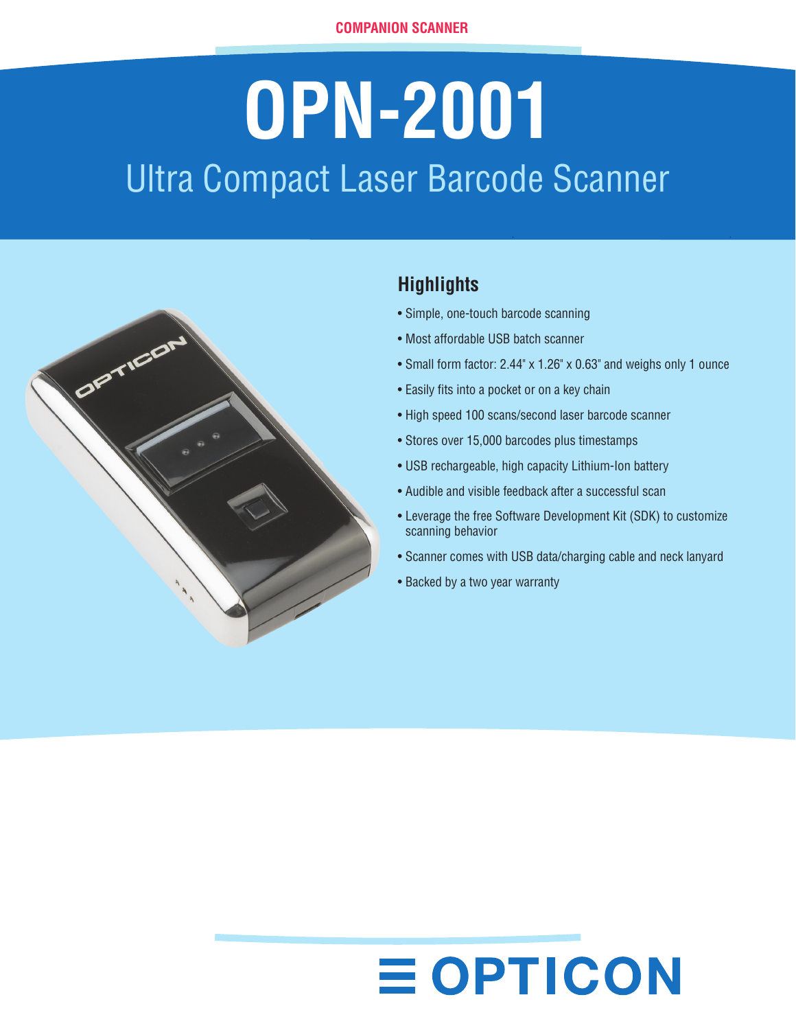COMPANION SCANNER

# OPN-2001

## Ultra Compact Laser Barcode Scanner

### Highlights

- Simple, one-touch barcode scanning
- Most affordable USB batch scanner
- Small form factor: 2.44" x 1.26" x 0.63" and weighs only 1 ounce
- Easily fits into a pocket or on a key chain
- High speed 100 scans/second laser barcode scanner
- Stores over 15,000 barcodes plus timestamps
- USB rechargeable, high capacity Lithium-Ion battery
- Audible and visible feedback after a successful scan
- Leverage the free Software Development Kit (SDK) to customize scanning behavior
- Scanner comes with USB data/charging cable and neck lanyard
- Backed by a two year warranty

OPTICON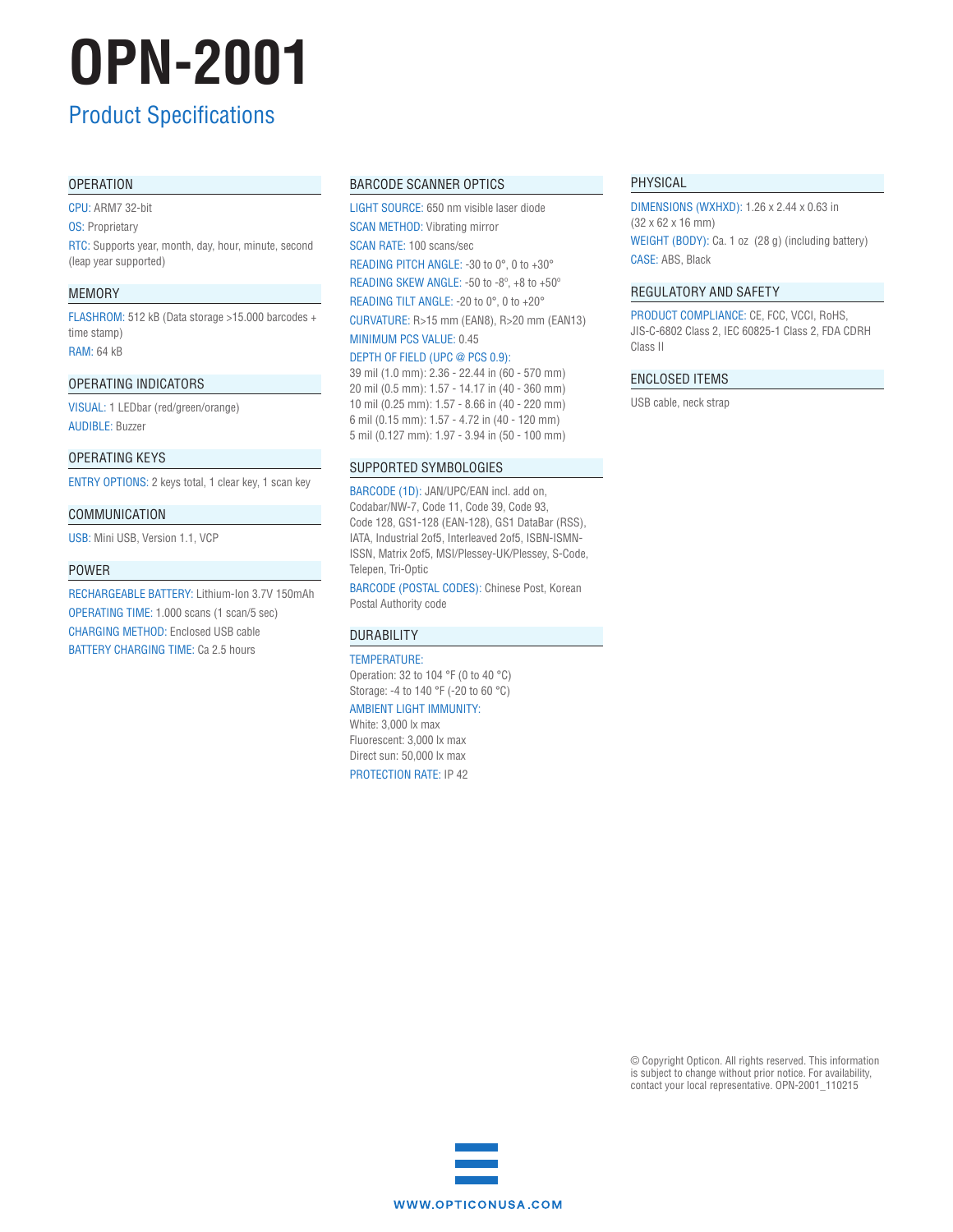# OPN-2001

## Product Specifications

### OPERATION

CPU: ARM7 32-bit

OS: Proprietary

RTC: Supports year, month, day, hour, minute, second (leap year supported)

### MEMORY

FLASHROM: 512 kB (Data storage >15.000 barcodes + time stamp)

RAM: 64 kB

### OPERATING INDICATORS

VISUAL: 1 LEDbar (red/green/orange)

AUDIBLE: Buzzer

### OPERATING KEYS

ENTRY OPTIONS: 2 keys total, 1 clear key, 1 scan key

### COMMUNICATION

USB: Mini USB, Version 1.1, VCP

### POWER

RECHARGEABLE BATTERY: Lithium-Ion 3.7V 150mAh

OPERATING TIME: 1.000 scans (1 scan/5 sec)

CHARGING METHOD: Enclosed USB cable

BATTERY CHARGING TIME: Ca 2.5 hours

### BARCODE SCANNER OPTICS

LIGHT SOURCE: 650 nm visible laser diode

SCAN METHOD: Vibrating mirror

SCAN RATE: 100 scans/sec

READING PITCH ANGLE: -30 to 0°, 0 to +30°

READING SKEW ANGLE: -50 to -8°, +8 to +50°

READING TILT ANGLE: -20 to 0°, 0 to +20°

CURVATURE: R>15 mm (EAN8), R>20 mm (EAN13)

MINIMUM PCS VALUE: 0.45

DEPTH OF FIELD (UPC @ PCS 0.9):
39 mil (1.0 mm): 2.36 - 22.44 in (60 - 570 mm)
20 mil (0.5 mm): 1.57 - 14.17 in (40 - 360 mm)
10 mil (0.25 mm): 1.57 - 8.66 in (40 - 220 mm)
6 mil (0.15 mm): 1.57 - 4.72 in (40 - 120 mm)
5 mil (0.127 mm): 1.97 - 3.94 in (50 - 100 mm)

### SUPPORTED SYMBOLOGIES

BARCODE (1D): JAN/UPC/EAN incl. add on, Codabar/NW-7, Code 11, Code 39, Code 93, Code 128, GS1-128 (EAN-128), GS1 DataBar (RSS), IATA, Industrial 2of5, Interleaved 2of5, ISBN-ISMN-ISSN, Matrix 2of5, MSI/Plessey-UK/Plessey, S-Code, Telepen, Tri-Optic

BARCODE (POSTAL CODES): Chinese Post, Korean Postal Authority code

### DURABILITY

TEMPERATURE:
Operation: 32 to 104 °F (0 to 40 °C)
Storage: -4 to 140 °F (-20 to 60 °C)

AMBIENT LIGHT IMMUNITY:
White: 3,000 lx max
Fluorescent: 3,000 lx max
Direct sun: 50,000 lx max

PROTECTION RATE: IP 42

### PHYSICAL

DIMENSIONS (WXHXD): 1.26 x 2.44 x 0.63 in (32 x 62 x 16 mm)

WEIGHT (BODY): Ca. 1 oz (28 g) (including battery)

CASE: ABS, Black

### REGULATORY AND SAFETY

PRODUCT COMPLIANCE: CE, FCC, VCCI, RoHS, JIS-C-6802 Class 2, IEC 60825-1 Class 2, FDA CDRH Class II

### ENCLOSED ITEMS

USB cable, neck strap

© Copyright Opticon. All rights reserved. This information is subject to change without prior notice. For availability, contact your local representative. OPN-2001_110215

WWW.OPTICONUSA.COM